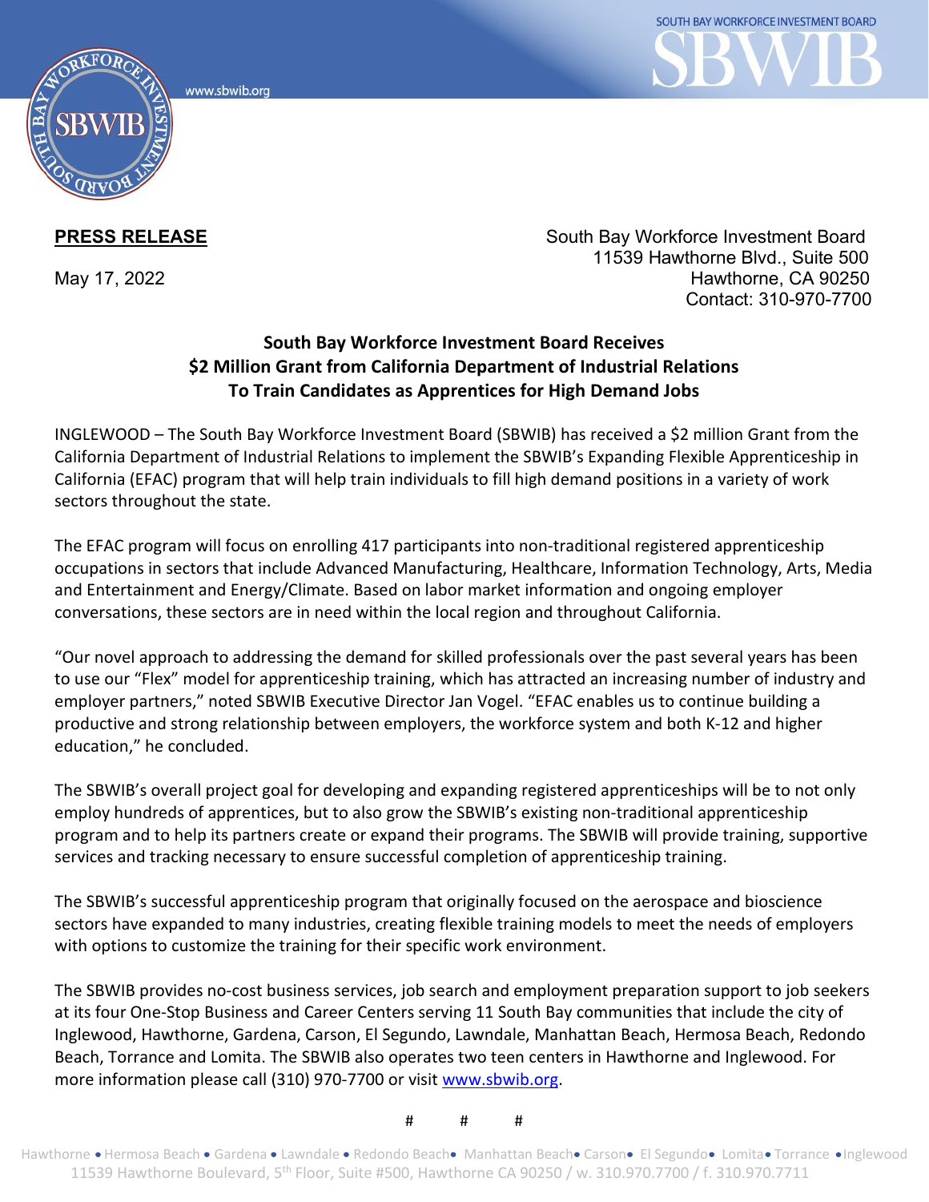**PRESS RELEASE**

May 17, 2022

South Bay Workforce Investment Board
11539 Hawthorne Blvd., Suite 500
Hawthorne, CA 90250
Contact: 310-970-7700

## South Bay Workforce Investment Board Receives $2 Million Grant from California Department of Industrial Relations To Train Candidates as Apprentices for High Demand Jobs

INGLEWOOD – The South Bay Workforce Investment Board (SBWIB) has received a $2 million Grant from the California Department of Industrial Relations to implement the SBWIB's Expanding Flexible Apprenticeship in California (EFAC) program that will help train individuals to fill high demand positions in a variety of work sectors throughout the state.

The EFAC program will focus on enrolling 417 participants into non-traditional registered apprenticeship occupations in sectors that include Advanced Manufacturing, Healthcare, Information Technology, Arts, Media and Entertainment and Energy/Climate. Based on labor market information and ongoing employer conversations, these sectors are in need within the local region and throughout California.

"Our novel approach to addressing the demand for skilled professionals over the past several years has been to use our "Flex" model for apprenticeship training, which has attracted an increasing number of industry and employer partners," noted SBWIB Executive Director Jan Vogel. "EFAC enables us to continue building a productive and strong relationship between employers, the workforce system and both K-12 and higher education," he concluded.

The SBWIB's overall project goal for developing and expanding registered apprenticeships will be to not only employ hundreds of apprentices, but to also grow the SBWIB's existing non-traditional apprenticeship program and to help its partners create or expand their programs. The SBWIB will provide training, supportive services and tracking necessary to ensure successful completion of apprenticeship training.

The SBWIB's successful apprenticeship program that originally focused on the aerospace and bioscience sectors have expanded to many industries, creating flexible training models to meet the needs of employers with options to customize the training for their specific work environment.

The SBWIB provides no-cost business services, job search and employment preparation support to job seekers at its four One-Stop Business and Career Centers serving 11 South Bay communities that include the city of Inglewood, Hawthorne, Gardena, Carson, El Segundo, Lawndale, Manhattan Beach, Hermosa Beach, Redondo Beach, Torrance and Lomita. The SBWIB also operates two teen centers in Hawthorne and Inglewood. For more information please call (310) 970-7700 or visit www.sbwib.org.

# # #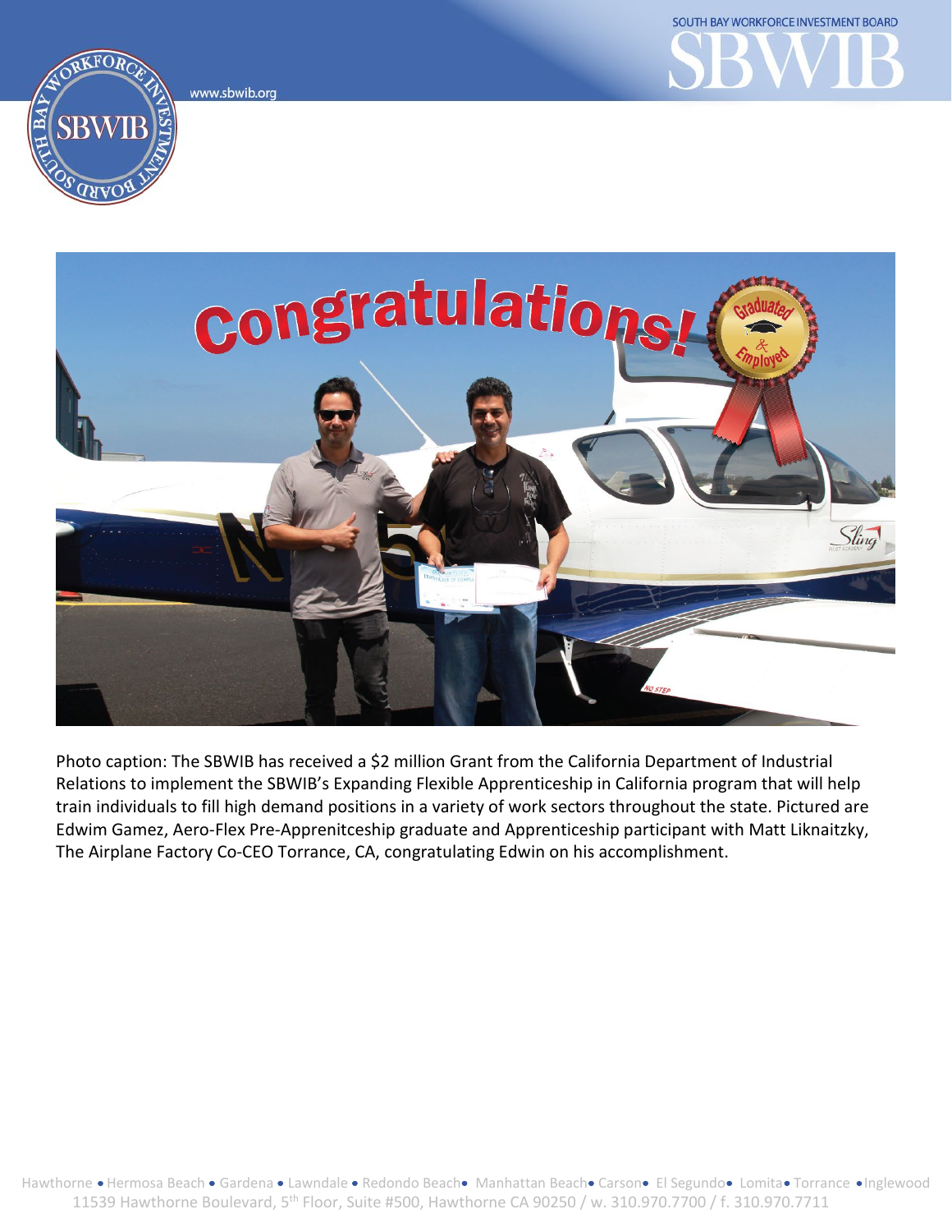Photo caption: The SBWIB has received a $2 million Grant from the California Department of Industrial Relations to implement the SBWIB's Expanding Flexible Apprenticeship in California program that will help train individuals to fill high demand positions in a variety of work sectors throughout the state. Pictured are Edwim Gamez, Aero-Flex Pre-Apprenitceship graduate and Apprenticeship participant with Matt Liknaitzky, The Airplane Factory Co-CEO Torrance, CA, congratulating Edwin on his accomplishment.